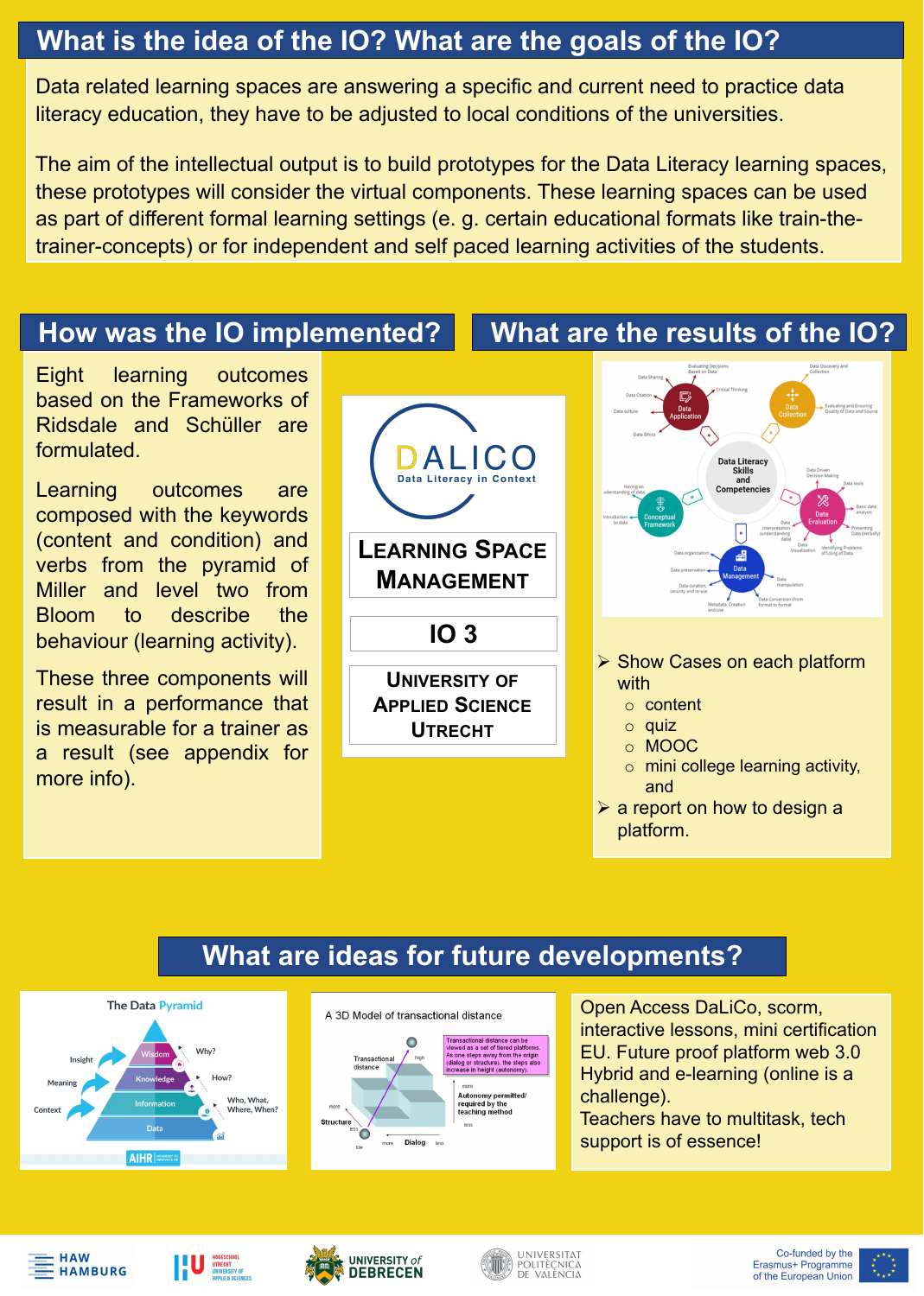## What is the idea of the IO? What are the goals of the IO?

Data related learning spaces are answering a specific and current need to practice data literacy education, they have to be adjusted to local conditions of the universities.

The aim of the intellectual output is to build prototypes for the Data Literacy learning spaces, these prototypes will consider the virtual components. These learning spaces can be used as part of different formal learning settings (e. g. certain educational formats like train-the-trainer-concepts) or for independent and self paced learning activities of the students.

## How was the IO implemented?

Eight learning outcomes based on the Frameworks of Ridsdale and Schüller are formulated.

Learning outcomes are composed with the keywords (content and condition) and verbs from the pyramid of Miller and level two from Bloom to describe the behaviour (learning activity).

These three components will result in a performance that is measurable for a trainer as a result (see appendix for more info).

DALICO
Data Literacy in Context

**LEARNING SPACE MANAGEMENT**

**IO 3**

**UNIVERSITY OF APPLIED SCIENCE UTRECHT**

## What are the results of the IO?

- Show Cases on each platform with
  - content
  - quiz
  - MOOC
  - mini college learning activity, and
- a report on how to design a platform.

## What are ideas for future developments?

Open Access DaLiCo, scorm, interactive lessons, mini certification EU. Future proof platform web 3.0
Hybrid and e-learning (online is a challenge).
Teachers have to multitask, tech support is of essence!

HAW HAMBURG | HOGESCHOOL UTRECHT UNIVERSITY OF APPLIED SCIENCES | UNIVERSITY of DEBRECEN | UNIVERSITAT POLITÈCNICA DE VALÈNCIA | Co-funded by the Erasmus+ Programme of the European Union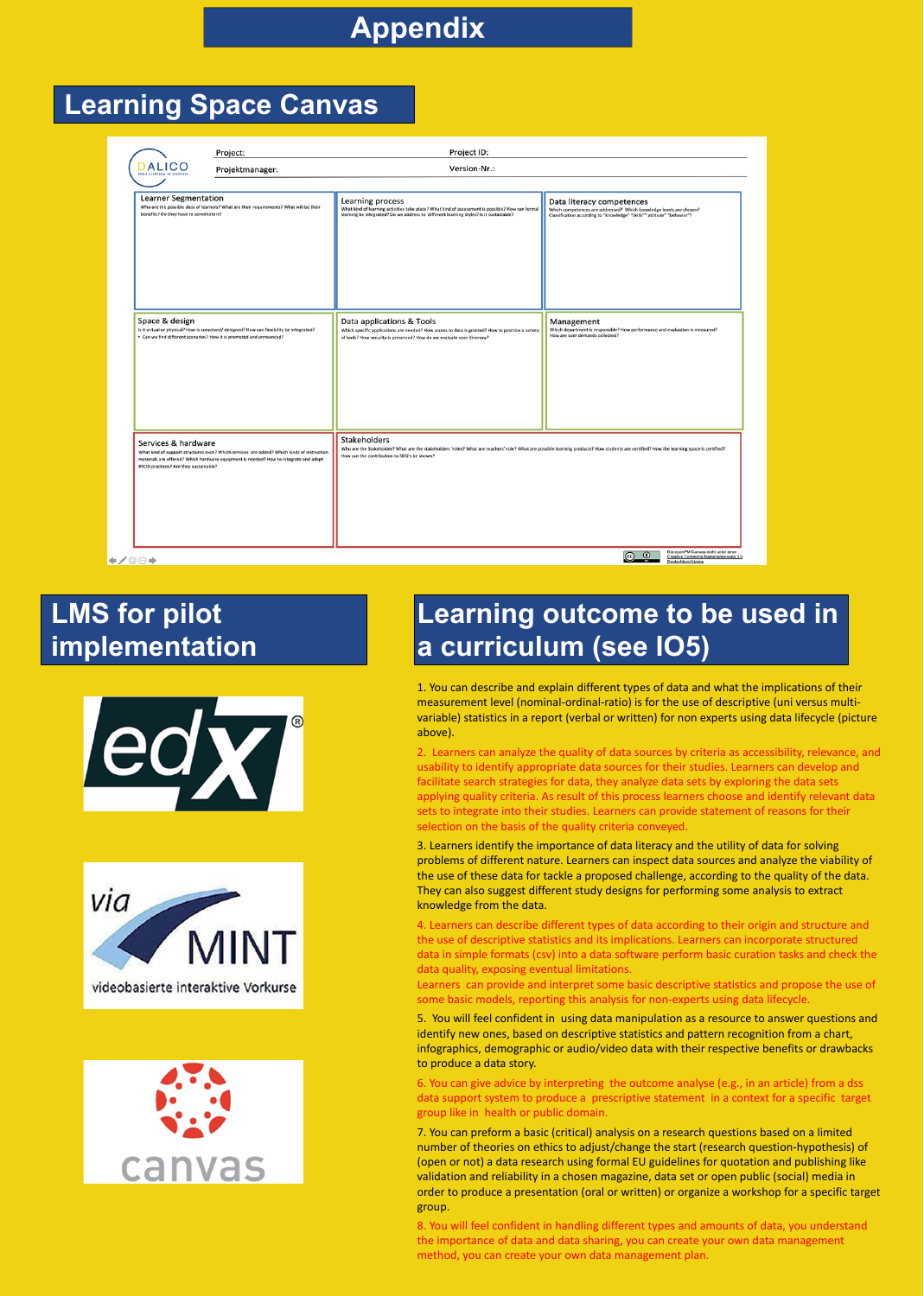# Appendix

## Learning Space Canvas

DALICO Data Literacy in Context

Project: | Project ID:
Projektmanager: | Version-Nr.:

**Learner Segmentation**
Who are the possible class of learners? What are their requirements? What will be their benefits? Do they have to accreditate it?

**Learning process**
What kind of learning activities take place? What kind of assessment is possible? How can formal learning be integrated? Do we address to different learning styles? Is it sustainable?

**Data literacy competences**
Which competences are addressed? Which knowledge levels are chosen? Classification according to "knowledge" "skills" "attitude" "behavior"?

**Space & design**
Is it virtual or physical? How is conceived/ designed? How can flexibility be integrated?
- Can we find different scenarios? How it is promoted and announced?

**Data applications & Tools**
Which specific applications are needed? How access to data is granted? How to practice a variety of tools? How security is preserved? How do we evaluate user itinerary?

**Management**
Which department is responsible? How performance and evaluation is measured? How are user demands collected?

**Services & hardware**
What kind of support structures exist? Which services are added? Which kinds of instruction materials are offered? Which hardware equipment is needed? How to integrate and adapt BYOD practices? Are they sustainable?

**Stakeholders**
Who are the Stakeholder? What are the stakeholders 'roles? What are teachers' role? What are possible learning products? How students are certified? How the learning space is certified? How can the contribution to SDG's be shown?

## LMS for pilot implementation

edX

via MINT videobasierte interaktive Vorkurse

canvas

## Learning outcome to be used in a curriculum (see IO5)

1. You can describe and explain different types of data and what the implications of their measurement level (nominal-ordinal-ratio) is for the use of descriptive (uni versus multi-variable) statistics in a report (verbal or written) for non experts using data lifecycle (picture above).

2. Learners can analyze the quality of data sources by criteria as accessibility, relevance, and usability to identify appropriate data sources for their studies. Learners can develop and facilitate search strategies for data, they analyze data sets by exploring the data sets applying quality criteria. As result of this process learners choose and identify relevant data sets to integrate into their studies. Learners can provide statement of reasons for their selection on the basis of the quality criteria conveyed.

3. Learners identify the importance of data literacy and the utility of data for solving problems of different nature. Learners can inspect data sources and analyze the viability of the use of these data for tackle a proposed challenge, according to the quality of the data. They can also suggest different study designs for performing some analysis to extract knowledge from the data.

4. Learners can describe different types of data according to their origin and structure and the use of descriptive statistics and its implications. Learners can incorporate structured data in simple formats (csv) into a data software perform basic curation tasks and check the data quality, exposing eventual limitations.
Learners can provide and interpret some basic descriptive statistics and propose the use of some basic models, reporting this analysis for non-experts using data lifecycle.

5. You will feel confident in using data manipulation as a resource to answer questions and identify new ones, based on descriptive statistics and pattern recognition from a chart, infographics, demographic or audio/video data with their respective benefits or drawbacks to produce a data story.

6. You can give advice by interpreting the outcome analyse (e.g., in an article) from a dss data support system to produce a prescriptive statement in a context for a specific target group like in health or public domain.

7. You can preform a basic (critical) analysis on a research questions based on a limited number of theories on ethics to adjust/change the start (research question-hypothesis) of (open or not) a data research using formal EU guidelines for quotation and publishing like validation and reliability in a chosen magazine, data set or open public (social) media in order to produce a presentation (oral or written) or organize a workshop for a specific target group.

8. You will feel confident in handling different types and amounts of data, you understand the importance of data and data sharing, you can create your own data management method, you can create your own data management plan.